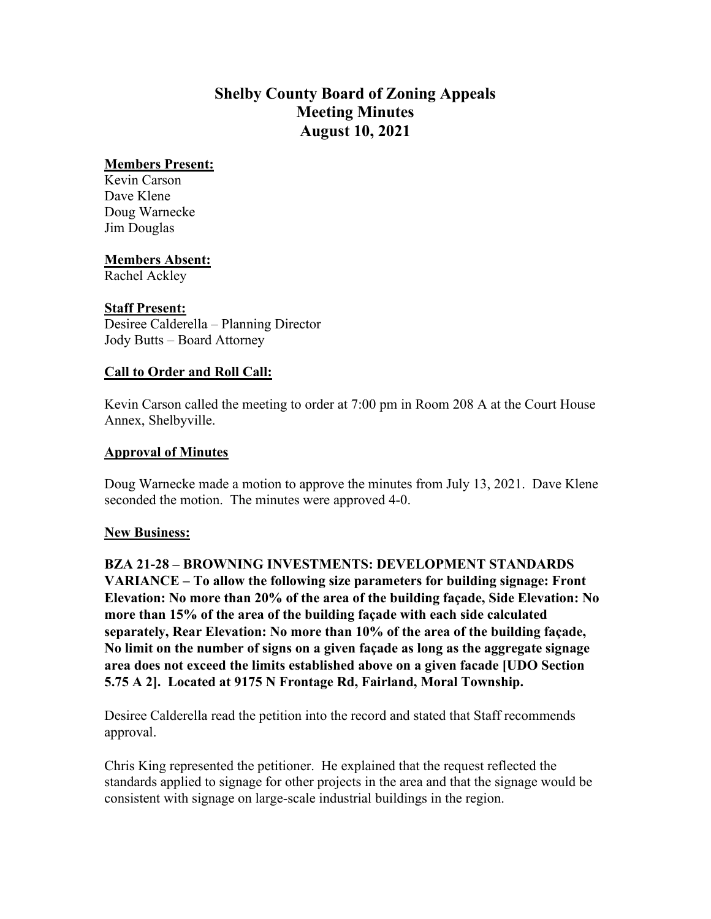# Shelby County Board of Zoning Appeals
# Meeting Minutes
# August 10, 2021

**Members Present:**

Kevin Carson
Dave Klene
Doug Warnecke
Jim Douglas

**Members Absent:**

Rachel Ackley

**Staff Present:**

Desiree Calderella – Planning Director
Jody Butts – Board Attorney

**Call to Order and Roll Call:**

Kevin Carson called the meeting to order at 7:00 pm in Room 208 A at the Court House Annex, Shelbyville.

**Approval of Minutes**

Doug Warnecke made a motion to approve the minutes from July 13, 2021. Dave Klene seconded the motion. The minutes were approved 4-0.

**New Business:**

**BZA 21-28 – BROWNING INVESTMENTS: DEVELOPMENT STANDARDS VARIANCE – To allow the following size parameters for building signage: Front Elevation: No more than 20% of the area of the building façade, Side Elevation: No more than 15% of the area of the building façade with each side calculated separately, Rear Elevation: No more than 10% of the area of the building façade, No limit on the number of signs on a given façade as long as the aggregate signage area does not exceed the limits established above on a given facade [UDO Section 5.75 A 2]. Located at 9175 N Frontage Rd, Fairland, Moral Township.**

Desiree Calderella read the petition into the record and stated that Staff recommends approval.

Chris King represented the petitioner. He explained that the request reflected the standards applied to signage for other projects in the area and that the signage would be consistent with signage on large-scale industrial buildings in the region.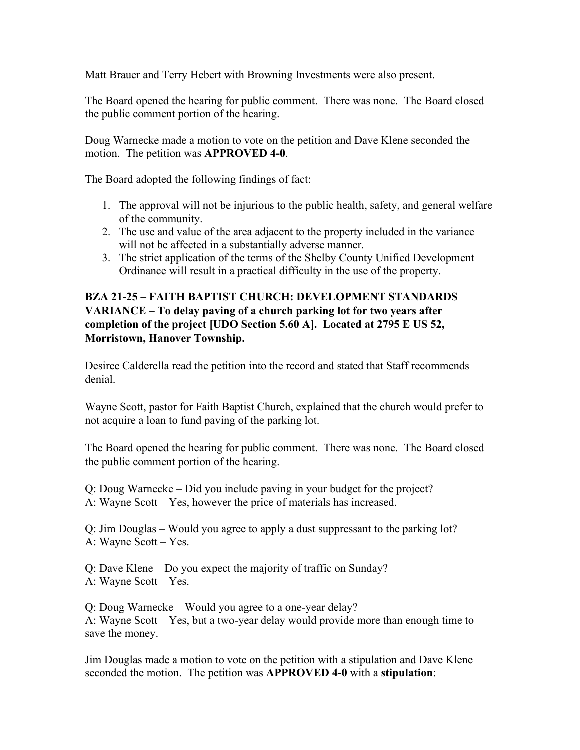Matt Brauer and Terry Hebert with Browning Investments were also present.

The Board opened the hearing for public comment. There was none. The Board closed the public comment portion of the hearing.

Doug Warnecke made a motion to vote on the petition and Dave Klene seconded the motion. The petition was **APPROVED 4-0**.

The Board adopted the following findings of fact:

1. The approval will not be injurious to the public health, safety, and general welfare of the community.
2. The use and value of the area adjacent to the property included in the variance will not be affected in a substantially adverse manner.
3. The strict application of the terms of the Shelby County Unified Development Ordinance will result in a practical difficulty in the use of the property.

**BZA 21-25 – FAITH BAPTIST CHURCH: DEVELOPMENT STANDARDS VARIANCE – To delay paving of a church parking lot for two years after completion of the project [UDO Section 5.60 A]. Located at 2795 E US 52, Morristown, Hanover Township.**

Desiree Calderella read the petition into the record and stated that Staff recommends denial.

Wayne Scott, pastor for Faith Baptist Church, explained that the church would prefer to not acquire a loan to fund paving of the parking lot.

The Board opened the hearing for public comment. There was none. The Board closed the public comment portion of the hearing.

Q: Doug Warnecke – Did you include paving in your budget for the project?
A: Wayne Scott – Yes, however the price of materials has increased.

Q: Jim Douglas – Would you agree to apply a dust suppressant to the parking lot?
A: Wayne Scott – Yes.

Q: Dave Klene – Do you expect the majority of traffic on Sunday?
A: Wayne Scott – Yes.

Q: Doug Warnecke – Would you agree to a one-year delay?
A: Wayne Scott – Yes, but a two-year delay would provide more than enough time to save the money.

Jim Douglas made a motion to vote on the petition with a stipulation and Dave Klene seconded the motion. The petition was **APPROVED 4-0** with a **stipulation**: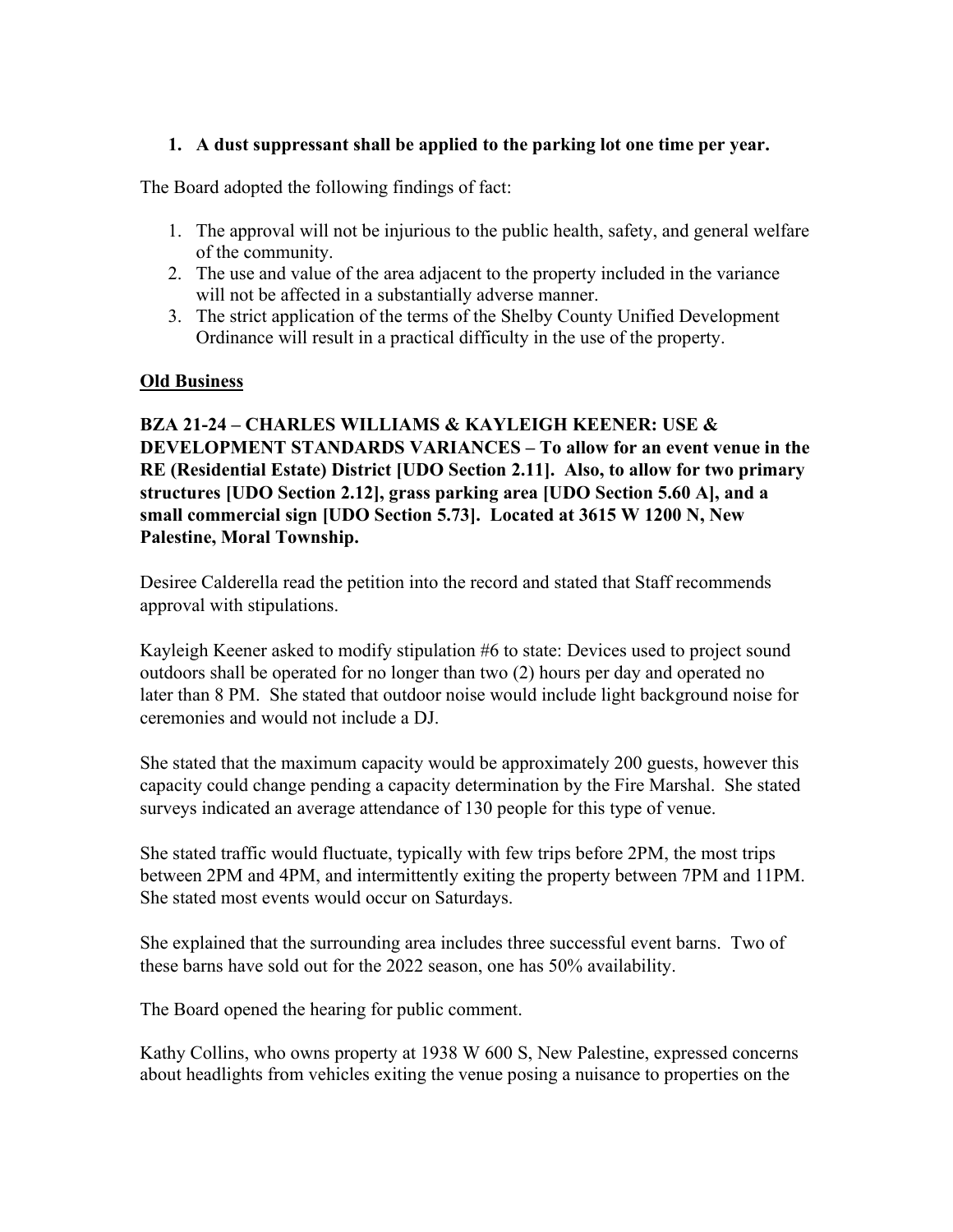1. **A dust suppressant shall be applied to the parking lot one time per year.**

The Board adopted the following findings of fact:

1. The approval will not be injurious to the public health, safety, and general welfare of the community.
2. The use and value of the area adjacent to the property included in the variance will not be affected in a substantially adverse manner.
3. The strict application of the terms of the Shelby County Unified Development Ordinance will result in a practical difficulty in the use of the property.

<u>**Old Business**</u>

**BZA 21-24 – CHARLES WILLIAMS & KAYLEIGH KEENER: USE & DEVELOPMENT STANDARDS VARIANCES – To allow for an event venue in the RE (Residential Estate) District [UDO Section 2.11]. Also, to allow for two primary structures [UDO Section 2.12], grass parking area [UDO Section 5.60 A], and a small commercial sign [UDO Section 5.73]. Located at 3615 W 1200 N, New Palestine, Moral Township.**

Desiree Calderella read the petition into the record and stated that Staff recommends approval with stipulations.

Kayleigh Keener asked to modify stipulation #6 to state: Devices used to project sound outdoors shall be operated for no longer than two (2) hours per day and operated no later than 8 PM. She stated that outdoor noise would include light background noise for ceremonies and would not include a DJ.

She stated that the maximum capacity would be approximately 200 guests, however this capacity could change pending a capacity determination by the Fire Marshal. She stated surveys indicated an average attendance of 130 people for this type of venue.

She stated traffic would fluctuate, typically with few trips before 2PM, the most trips between 2PM and 4PM, and intermittently exiting the property between 7PM and 11PM. She stated most events would occur on Saturdays.

She explained that the surrounding area includes three successful event barns. Two of these barns have sold out for the 2022 season, one has 50% availability.

The Board opened the hearing for public comment.

Kathy Collins, who owns property at 1938 W 600 S, New Palestine, expressed concerns about headlights from vehicles exiting the venue posing a nuisance to properties on the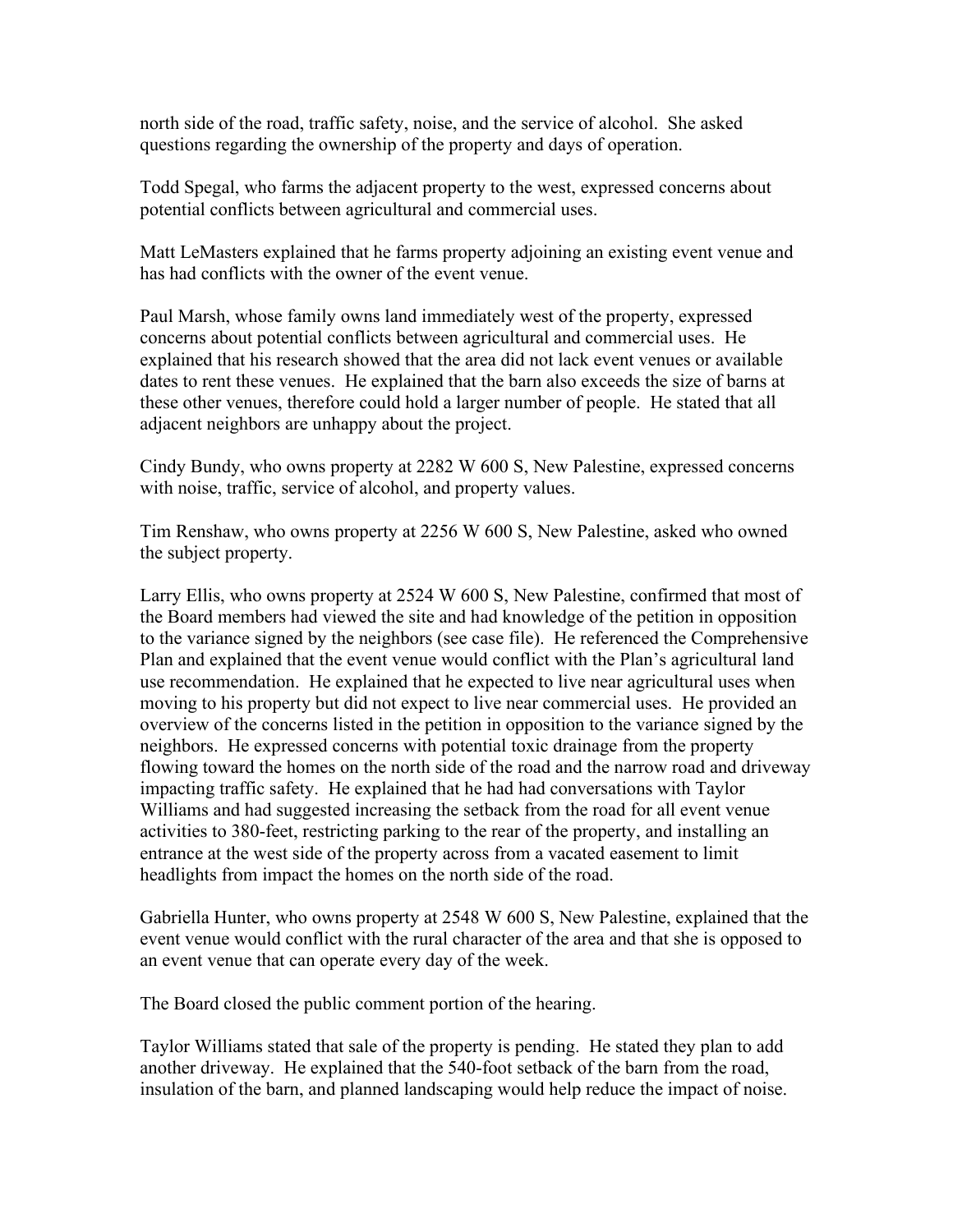north side of the road, traffic safety, noise, and the service of alcohol. She asked questions regarding the ownership of the property and days of operation.

Todd Spegal, who farms the adjacent property to the west, expressed concerns about potential conflicts between agricultural and commercial uses.

Matt LeMasters explained that he farms property adjoining an existing event venue and has had conflicts with the owner of the event venue.

Paul Marsh, whose family owns land immediately west of the property, expressed concerns about potential conflicts between agricultural and commercial uses. He explained that his research showed that the area did not lack event venues or available dates to rent these venues. He explained that the barn also exceeds the size of barns at these other venues, therefore could hold a larger number of people. He stated that all adjacent neighbors are unhappy about the project.

Cindy Bundy, who owns property at 2282 W 600 S, New Palestine, expressed concerns with noise, traffic, service of alcohol, and property values.

Tim Renshaw, who owns property at 2256 W 600 S, New Palestine, asked who owned the subject property.

Larry Ellis, who owns property at 2524 W 600 S, New Palestine, confirmed that most of the Board members had viewed the site and had knowledge of the petition in opposition to the variance signed by the neighbors (see case file). He referenced the Comprehensive Plan and explained that the event venue would conflict with the Plan's agricultural land use recommendation. He explained that he expected to live near agricultural uses when moving to his property but did not expect to live near commercial uses. He provided an overview of the concerns listed in the petition in opposition to the variance signed by the neighbors. He expressed concerns with potential toxic drainage from the property flowing toward the homes on the north side of the road and the narrow road and driveway impacting traffic safety. He explained that he had had conversations with Taylor Williams and had suggested increasing the setback from the road for all event venue activities to 380-feet, restricting parking to the rear of the property, and installing an entrance at the west side of the property across from a vacated easement to limit headlights from impact the homes on the north side of the road.

Gabriella Hunter, who owns property at 2548 W 600 S, New Palestine, explained that the event venue would conflict with the rural character of the area and that she is opposed to an event venue that can operate every day of the week.

The Board closed the public comment portion of the hearing.

Taylor Williams stated that sale of the property is pending. He stated they plan to add another driveway. He explained that the 540-foot setback of the barn from the road, insulation of the barn, and planned landscaping would help reduce the impact of noise.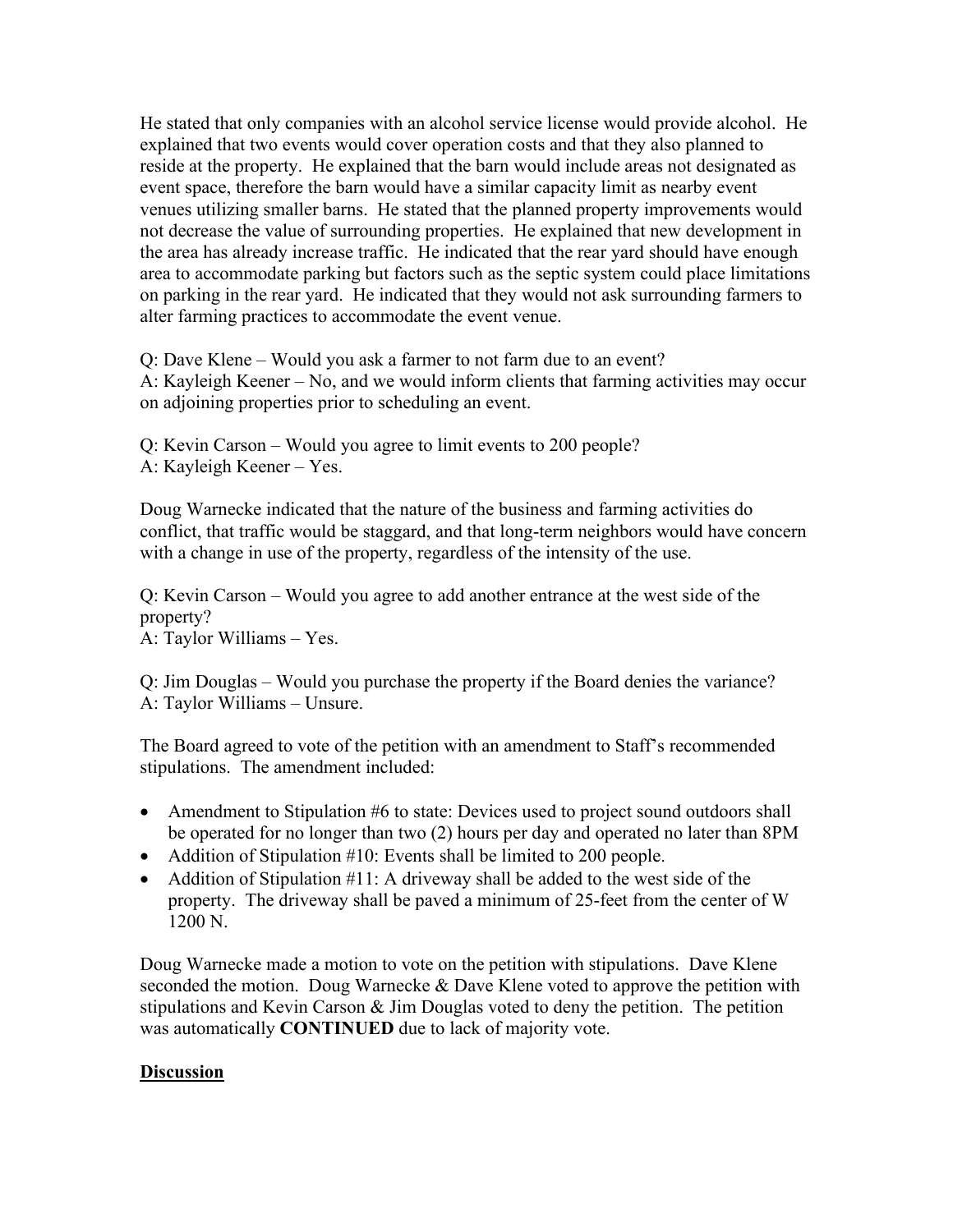He stated that only companies with an alcohol service license would provide alcohol. He explained that two events would cover operation costs and that they also planned to reside at the property. He explained that the barn would include areas not designated as event space, therefore the barn would have a similar capacity limit as nearby event venues utilizing smaller barns. He stated that the planned property improvements would not decrease the value of surrounding properties. He explained that new development in the area has already increase traffic. He indicated that the rear yard should have enough area to accommodate parking but factors such as the septic system could place limitations on parking in the rear yard. He indicated that they would not ask surrounding farmers to alter farming practices to accommodate the event venue.

Q: Dave Klene – Would you ask a farmer to not farm due to an event?
A: Kayleigh Keener – No, and we would inform clients that farming activities may occur on adjoining properties prior to scheduling an event.

Q: Kevin Carson – Would you agree to limit events to 200 people?
A: Kayleigh Keener – Yes.

Doug Warnecke indicated that the nature of the business and farming activities do conflict, that traffic would be staggard, and that long-term neighbors would have concern with a change in use of the property, regardless of the intensity of the use.

Q: Kevin Carson – Would you agree to add another entrance at the west side of the property?
A: Taylor Williams – Yes.

Q: Jim Douglas – Would you purchase the property if the Board denies the variance?
A: Taylor Williams – Unsure.

The Board agreed to vote of the petition with an amendment to Staff's recommended stipulations. The amendment included:

- Amendment to Stipulation #6 to state: Devices used to project sound outdoors shall be operated for no longer than two (2) hours per day and operated no later than 8PM
- Addition of Stipulation #10: Events shall be limited to 200 people.
- Addition of Stipulation #11: A driveway shall be added to the west side of the property. The driveway shall be paved a minimum of 25-feet from the center of W 1200 N.

Doug Warnecke made a motion to vote on the petition with stipulations. Dave Klene seconded the motion. Doug Warnecke & Dave Klene voted to approve the petition with stipulations and Kevin Carson & Jim Douglas voted to deny the petition. The petition was automatically **CONTINUED** due to lack of majority vote.

## Discussion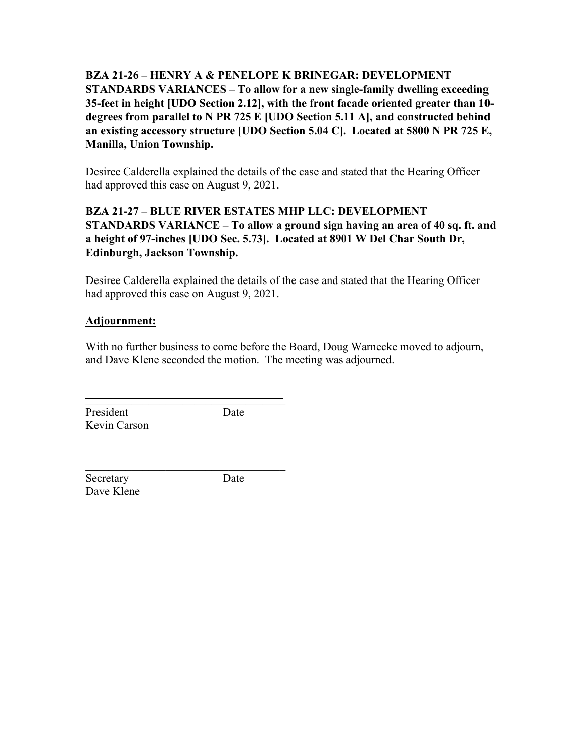**BZA 21-26 – HENRY A & PENELOPE K BRINEGAR: DEVELOPMENT STANDARDS VARIANCES – To allow for a new single-family dwelling exceeding 35-feet in height [UDO Section 2.12], with the front facade oriented greater than 10-degrees from parallel to N PR 725 E [UDO Section 5.11 A], and constructed behind an existing accessory structure [UDO Section 5.04 C]. Located at 5800 N PR 725 E, Manilla, Union Township.**

Desiree Calderella explained the details of the case and stated that the Hearing Officer had approved this case on August 9, 2021.

**BZA 21-27 – BLUE RIVER ESTATES MHP LLC: DEVELOPMENT STANDARDS VARIANCE – To allow a ground sign having an area of 40 sq. ft. and a height of 97-inches [UDO Sec. 5.73]. Located at 8901 W Del Char South Dr, Edinburgh, Jackson Township.**

Desiree Calderella explained the details of the case and stated that the Hearing Officer had approved this case on August 9, 2021.

**Adjournment:**

With no further business to come before the Board, Doug Warnecke moved to adjourn, and Dave Klene seconded the motion. The meeting was adjourned.

______________________________

President Date
Kevin Carson

______________________________

Secretary Date
Dave Klene